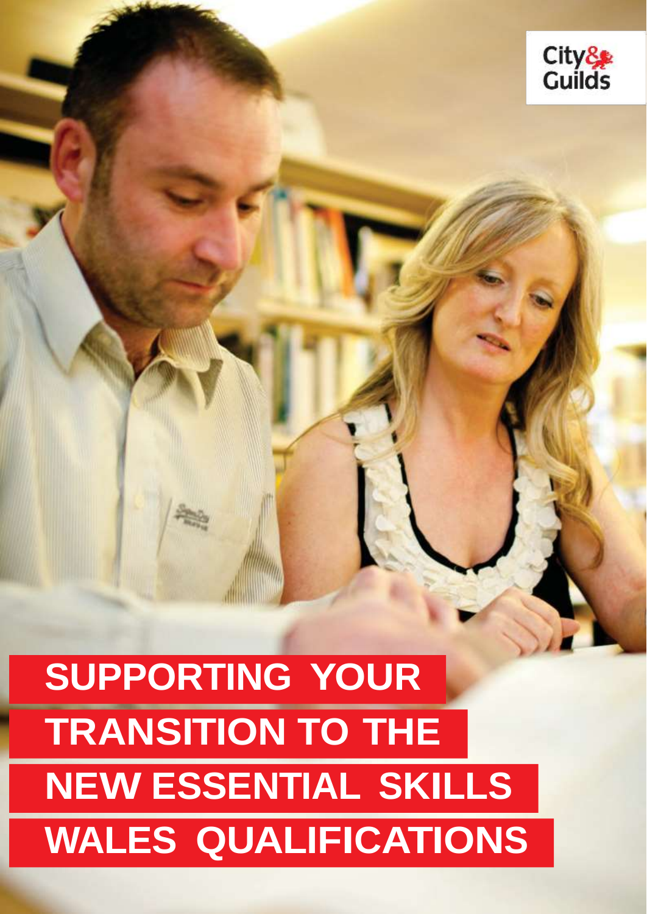City& Guilds

# SUPPORTING YOUR TRANSITION TO THE NEW ESSENTIAL SKILLS WALES QUALIFICATIONS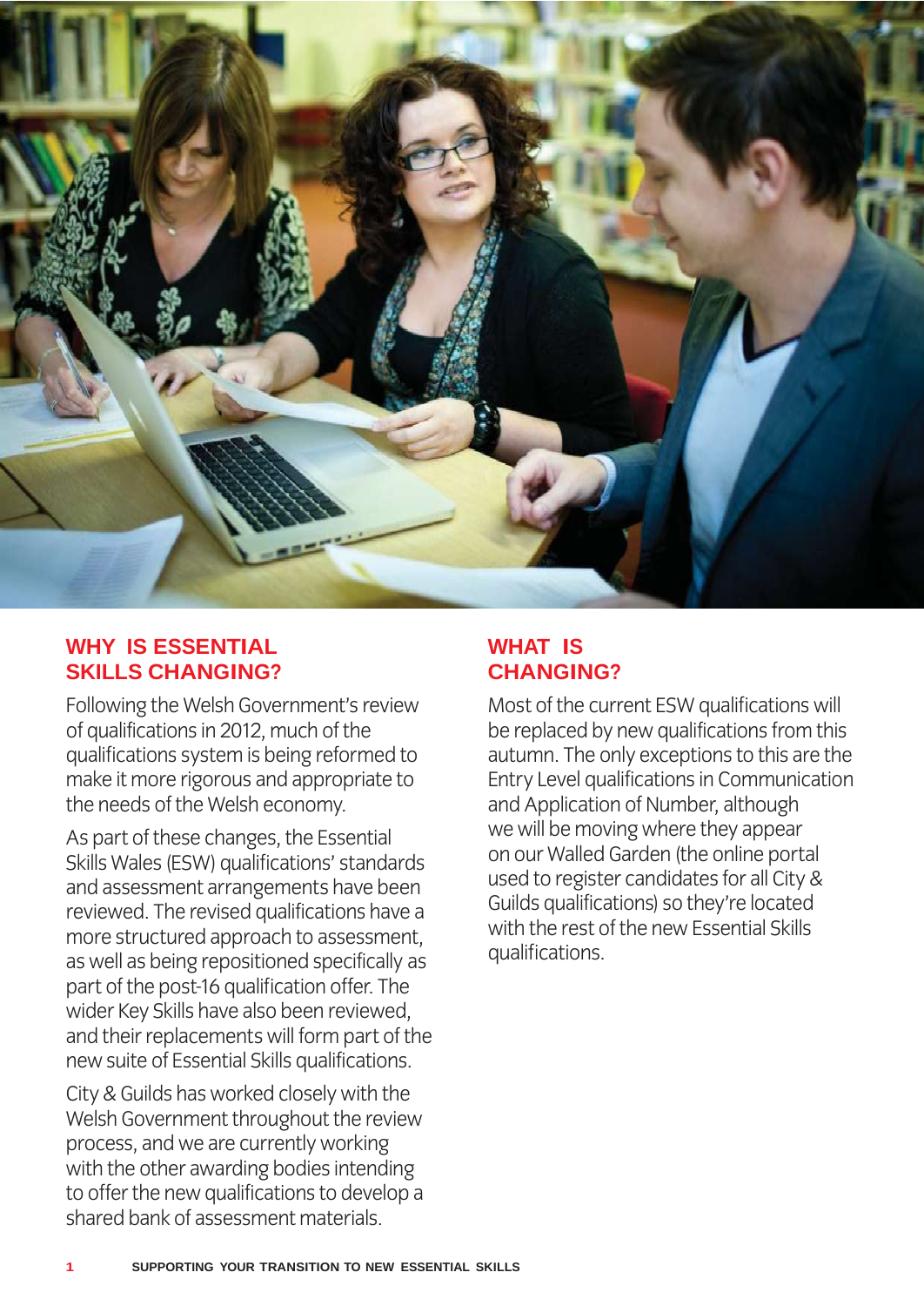## WHY IS ESSENTIAL SKILLS CHANGING?

Following the Welsh Government's review of qualifications in 2012, much of the qualifications system is being reformed to make it more rigorous and appropriate to the needs of the Welsh economy.

As part of these changes, the Essential Skills Wales (ESW) qualifications' standards and assessment arrangements have been reviewed. The revised qualifications have a more structured approach to assessment, as well as being repositioned specifically as part of the post-16 qualification offer. The wider Key Skills have also been reviewed, and their replacements will form part of the new suite of Essential Skills qualifications.

City & Guilds has worked closely with the Welsh Government throughout the review process, and we are currently working with the other awarding bodies intending to offer the new qualifications to develop a shared bank of assessment materials.

## WHAT IS CHANGING?

Most of the current ESW qualifications will be replaced by new qualifications from this autumn. The only exceptions to this are the Entry Level qualifications in Communication and Application of Number, although we will be moving where they appear on our Walled Garden (the online portal used to register candidates for all City & Guilds qualifications) so they're located with the rest of the new Essential Skills qualifications.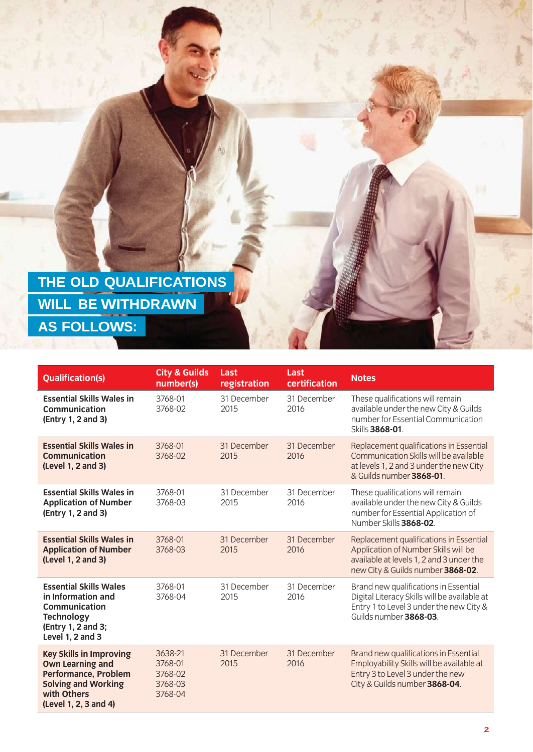# THE OLD QUALIFICATIONS WILL BE WITHDRAWN AS FOLLOWS:

| Qualification(s) | City & Guilds number(s) | Last registration | Last certification | Notes |
|---|---|---|---|---|
| **Essential Skills Wales in Communication (Entry 1, 2 and 3)** | 3768-01<br>3768-02 | 31 December 2015 | 31 December 2016 | These qualifications will remain available under the new City & Guilds number for Essential Communication Skills **3868-01**. |
| **Essential Skills Wales in Communication (Level 1, 2 and 3)** | 3768-01<br>3768-02 | 31 December 2015 | 31 December 2016 | Replacement qualifications in Essential Communication Skills will be available at levels 1, 2 and 3 under the new City & Guilds number **3868-01**. |
| **Essential Skills Wales in Application of Number (Entry 1, 2 and 3)** | 3768-01<br>3768-03 | 31 December 2015 | 31 December 2016 | These qualifications will remain available under the new City & Guilds number for Essential Application of Number Skills **3868-02**. |
| **Essential Skills Wales in Application of Number (Level 1, 2 and 3)** | 3768-01<br>3768-03 | 31 December 2015 | 31 December 2016 | Replacement qualifications in Essential Application of Number Skills will be available at levels 1, 2 and 3 under the new City & Guilds number **3868-02**. |
| **Essential Skills Wales in Information and Communication Technology (Entry 1, 2 and 3; Level 1, 2 and 3** | 3768-01<br>3768-04 | 31 December 2015 | 31 December 2016 | Brand new qualifications in Essential Digital Literacy Skills will be available at Entry 1 to Level 3 under the new City & Guilds number **3868-03**. |
| **Key Skills in Improving Own Learning and Performance, Problem Solving and Working with Others (Level 1, 2, 3 and 4)** | 3638-21<br>3768-01<br>3768-02<br>3768-03<br>3768-04 | 31 December 2015 | 31 December 2016 | Brand new qualifications in Essential Employability Skills will be available at Entry 3 to Level 3 under the new City & Guilds number **3868-04**. |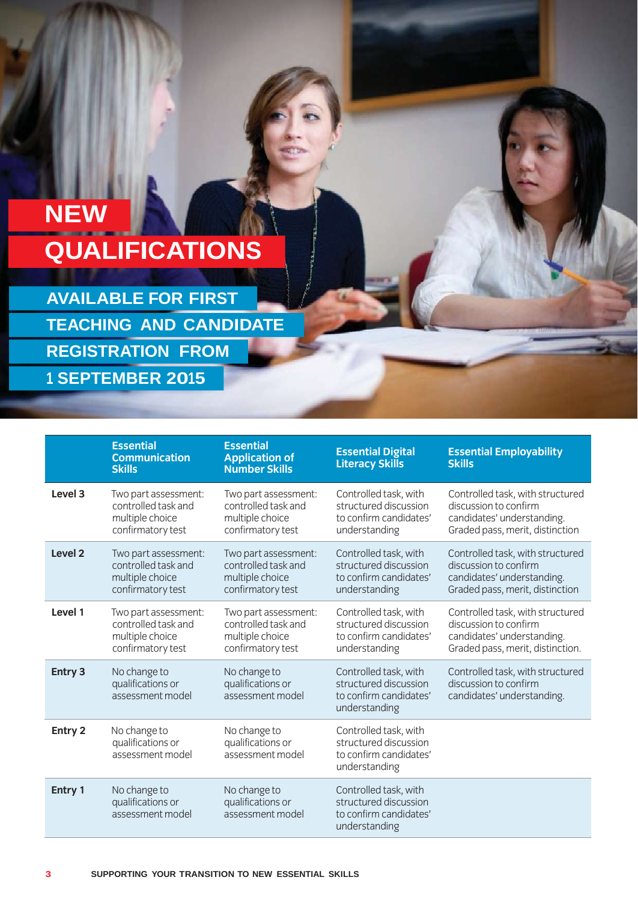# NEW QUALIFICATIONS

## AVAILABLE FOR FIRST TEACHING AND CANDIDATE REGISTRATION FROM 1 SEPTEMBER 2015

| | Essential Communication Skills | Essential Application of Number Skills | Essential Digital Literacy Skills | Essential Employability Skills |
|---|---|---|---|---|
| **Level 3** | Two part assessment: controlled task and multiple choice confirmatory test | Two part assessment: controlled task and multiple choice confirmatory test | Controlled task, with structured discussion to confirm candidates' understanding | Controlled task, with structured discussion to confirm candidates' understanding. Graded pass, merit, distinction |
| **Level 2** | Two part assessment: controlled task and multiple choice confirmatory test | Two part assessment: controlled task and multiple choice confirmatory test | Controlled task, with structured discussion to confirm candidates' understanding | Controlled task, with structured discussion to confirm candidates' understanding. Graded pass, merit, distinction |
| **Level 1** | Two part assessment: controlled task and multiple choice confirmatory test | Two part assessment: controlled task and multiple choice confirmatory test | Controlled task, with structured discussion to confirm candidates' understanding | Controlled task, with structured discussion to confirm candidates' understanding. Graded pass, merit, distinction. |
| **Entry 3** | No change to qualifications or assessment model | No change to qualifications or assessment model | Controlled task, with structured discussion to confirm candidates' understanding | Controlled task, with structured discussion to confirm candidates' understanding. |
| **Entry 2** | No change to qualifications or assessment model | No change to qualifications or assessment model | Controlled task, with structured discussion to confirm candidates' understanding | |
| **Entry 1** | No change to qualifications or assessment model | No change to qualifications or assessment model | Controlled task, with structured discussion to confirm candidates' understanding | |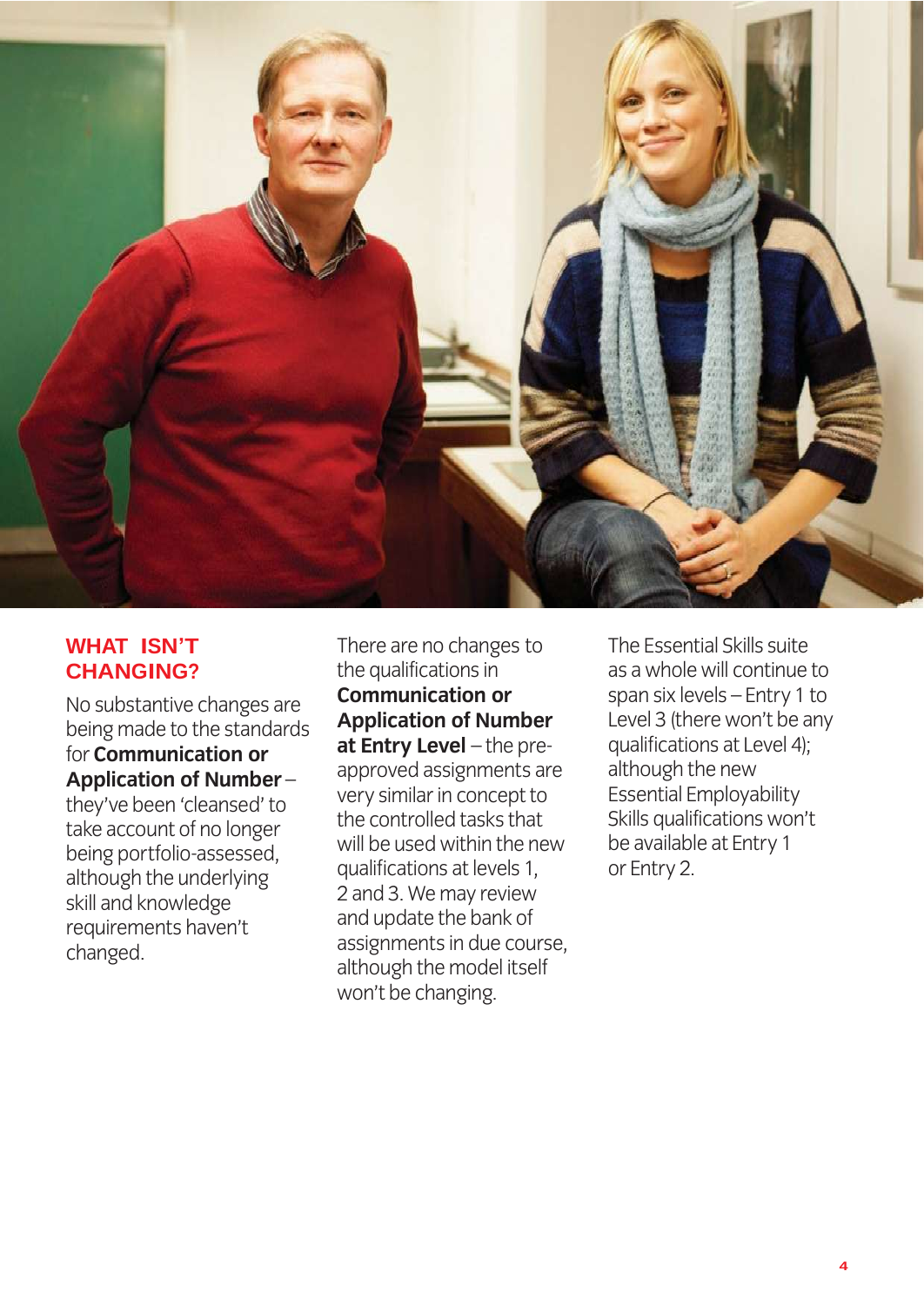## WHAT ISN'T CHANGING?

No substantive changes are being made to the standards for **Communication or Application of Number** – they've been 'cleansed' to take account of no longer being portfolio-assessed, although the underlying skill and knowledge requirements haven't changed.

There are no changes to the qualifications in **Communication or Application of Number at Entry Level** – the pre-approved assignments are very similar in concept to the controlled tasks that will be used within the new qualifications at levels 1, 2 and 3. We may review and update the bank of assignments in due course, although the model itself won't be changing.

The Essential Skills suite as a whole will continue to span six levels – Entry 1 to Level 3 (there won't be any qualifications at Level 4); although the new Essential Employability Skills qualifications won't be available at Entry 1 or Entry 2.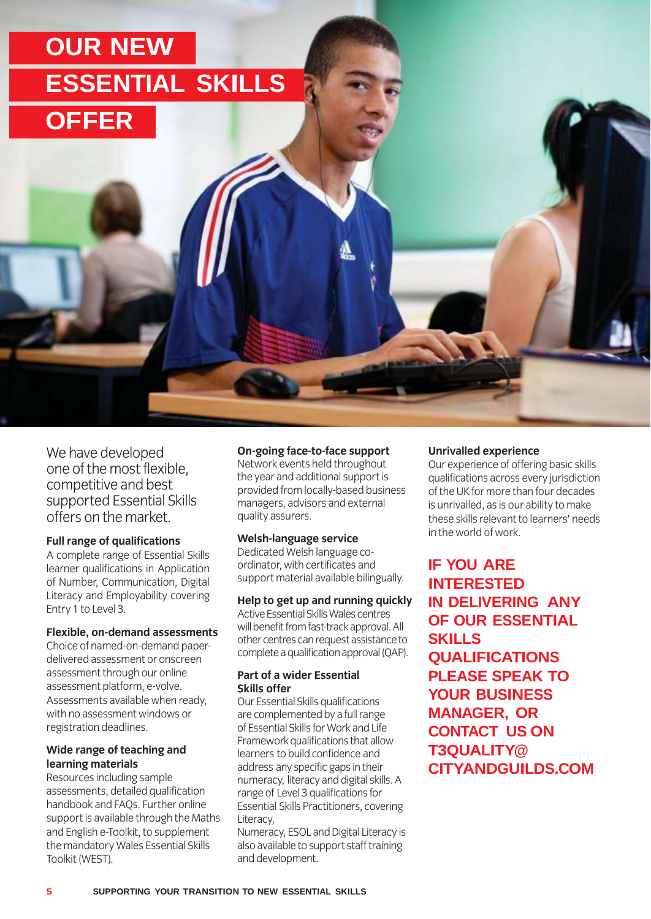# OUR NEW ESSENTIAL SKILLS OFFER

We have developed one of the most flexible, competitive and best supported Essential Skills offers on the market.

**Full range of qualifications**
A complete range of Essential Skills learner qualifications in Application of Number, Communication, Digital Literacy and Employability covering Entry 1 to Level 3.

**Flexible, on-demand assessments**
Choice of named-on-demand paper-delivered assessment or onscreen assessment through our online assessment platform, e-volve. Assessments available when ready, with no assessment windows or registration deadlines.

**Wide range of teaching and learning materials**
Resources including sample assessments, detailed qualification handbook and FAQs. Further online support is available through the Maths and English e-Toolkit, to supplement the mandatory Wales Essential Skills Toolkit (WEST).

**On-going face-to-face support**
Network events held throughout the year and additional support is provided from locally-based business managers, advisors and external quality assurers.

**Welsh-language service**
Dedicated Welsh language co-ordinator, with certificates and support material available bilingually.

**Help to get up and running quickly**
Active Essential Skills Wales centres will benefit from fast-track approval. All other centres can request assistance to complete a qualification approval (QAP).

**Part of a wider Essential Skills offer**
Our Essential Skills qualifications are complemented by a full range of Essential Skills for Work and Life Framework qualifications that allow learners to build confidence and address any specific gaps in their numeracy, literacy and digital skills. A range of Level 3 qualifications for Essential Skills Practitioners, covering Literacy,
Numeracy, ESOL and Digital Literacy is also available to support staff training and development.

**Unrivalled experience**
Our experience of offering basic skills qualifications across every jurisdiction of the UK for more than four decades is unrivalled, as is our ability to make these skills relevant to learners' needs in the world of work.

**IF YOU ARE INTERESTED IN DELIVERING ANY OF OUR ESSENTIAL SKILLS QUALIFICATIONS PLEASE SPEAK TO YOUR BUSINESS MANAGER, OR CONTACT US ON T3QUALITY@CITYANDGUILDS.COM**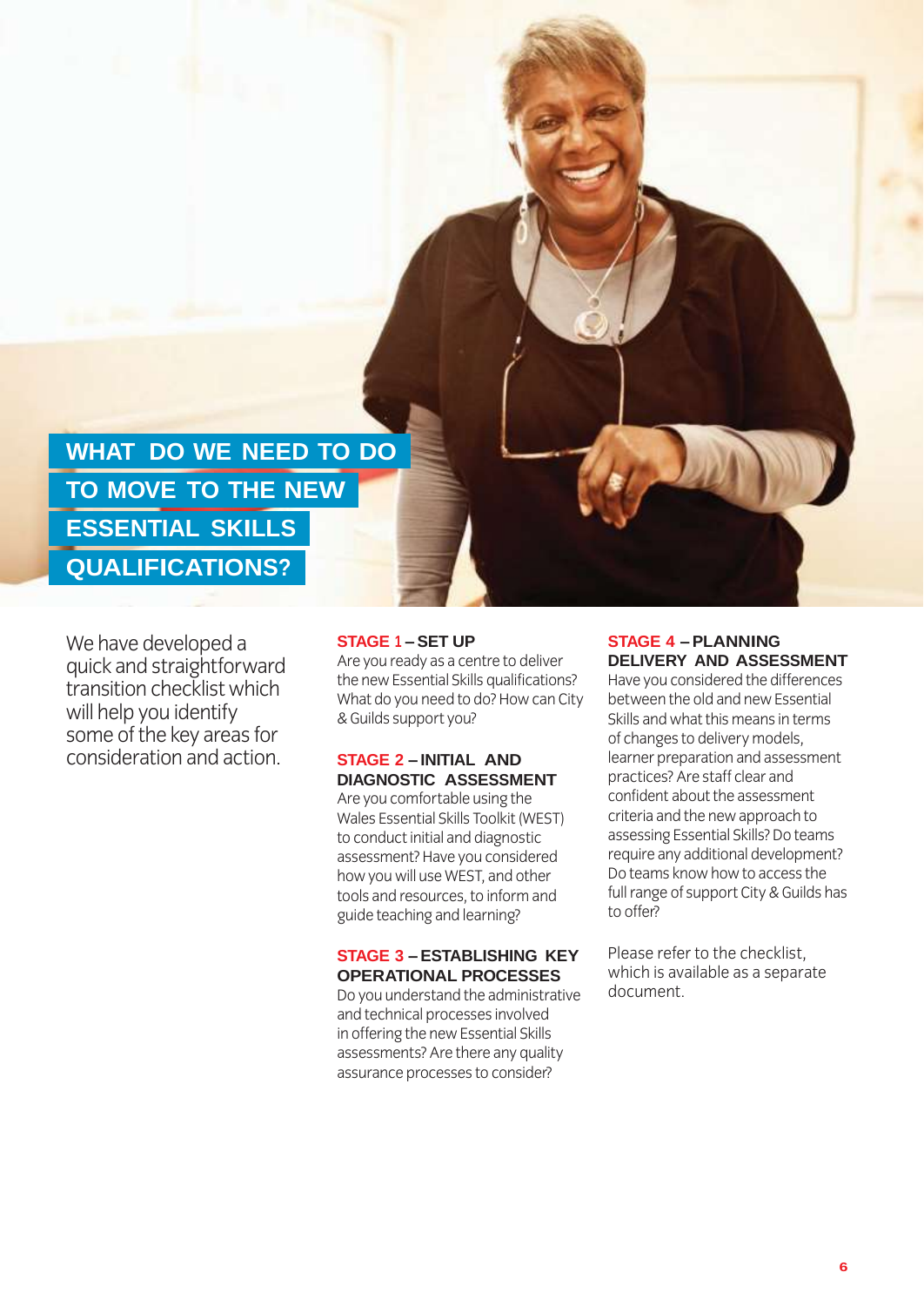# WHAT DO WE NEED TO DO TO MOVE TO THE NEW ESSENTIAL SKILLS QUALIFICATIONS?

We have developed a quick and straightforward transition checklist which will help you identify some of the key areas for consideration and action.

**STAGE 1 – SET UP**
Are you ready as a centre to deliver the new Essential Skills qualifications? What do you need to do? How can City & Guilds support you?

**STAGE 2 – INITIAL AND DIAGNOSTIC ASSESSMENT**
Are you comfortable using the Wales Essential Skills Toolkit (WEST) to conduct initial and diagnostic assessment? Have you considered how you will use WEST, and other tools and resources, to inform and guide teaching and learning?

**STAGE 3 – ESTABLISHING KEY OPERATIONAL PROCESSES**
Do you understand the administrative and technical processes involved in offering the new Essential Skills assessments? Are there any quality assurance processes to consider?

**STAGE 4 – PLANNING DELIVERY AND ASSESSMENT**
Have you considered the differences between the old and new Essential Skills and what this means in terms of changes to delivery models, learner preparation and assessment practices? Are staff clear and confident about the assessment criteria and the new approach to assessing Essential Skills? Do teams require any additional development? Do teams know how to access the full range of support City & Guilds has to offer?

Please refer to the checklist, which is available as a separate document.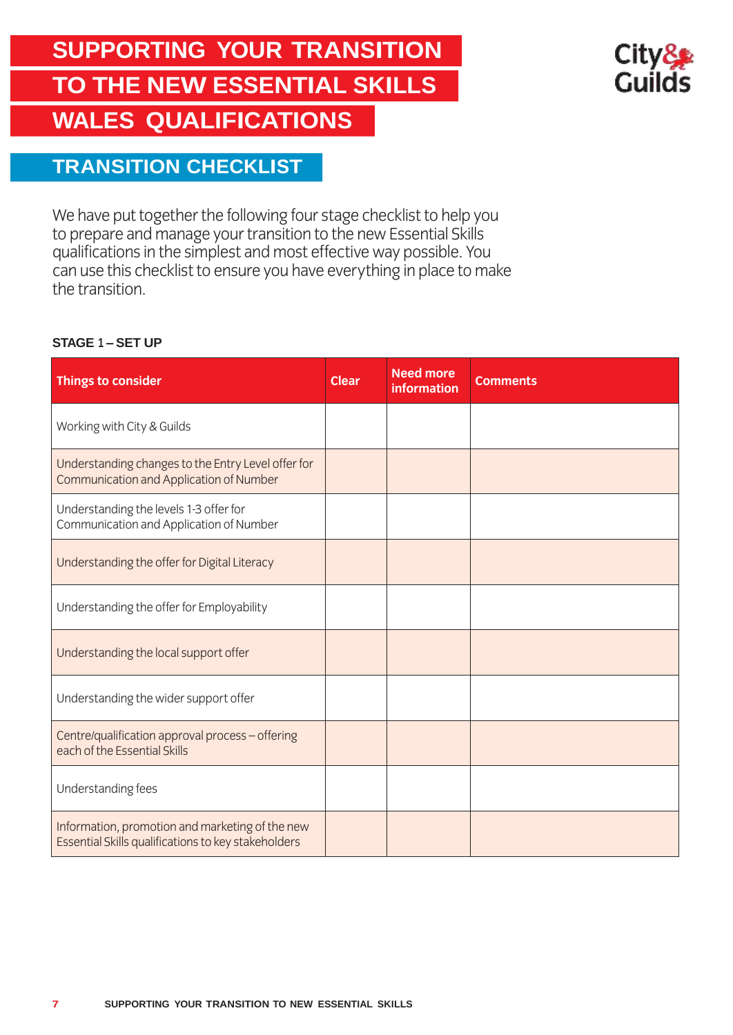# SUPPORTING YOUR TRANSITION TO THE NEW ESSENTIAL SKILLS WALES QUALIFICATIONS

City&Guilds

## TRANSITION CHECKLIST

We have put together the following four stage checklist to help you to prepare and manage your transition to the new Essential Skills qualifications in the simplest and most effective way possible. You can use this checklist to ensure you have everything in place to make the transition.

### STAGE 1 – SET UP

| Things to consider | Clear | Need more information | Comments |
|---|---|---|---|
| Working with City & Guilds | | | |
| Understanding changes to the Entry Level offer for Communication and Application of Number | | | |
| Understanding the levels 1-3 offer for Communication and Application of Number | | | |
| Understanding the offer for Digital Literacy | | | |
| Understanding the offer for Employability | | | |
| Understanding the local support offer | | | |
| Understanding the wider support offer | | | |
| Centre/qualification approval process – offering each of the Essential Skills | | | |
| Understanding fees | | | |
| Information, promotion and marketing of the new Essential Skills qualifications to key stakeholders | | | |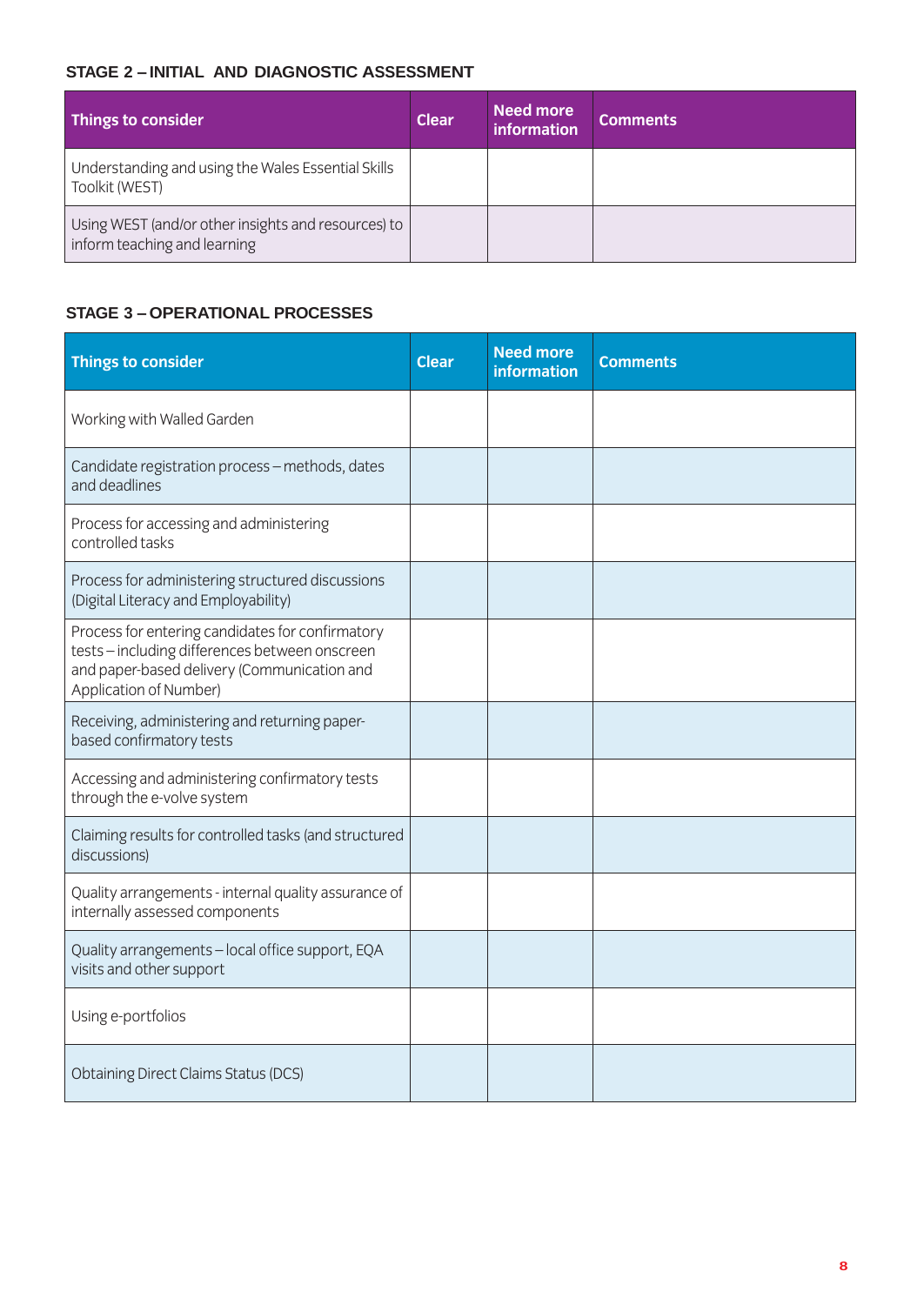### STAGE 2 – INITIAL AND DIAGNOSTIC ASSESSMENT

| Things to consider | Clear | Need more information | Comments |
|---|---|---|---|
| Understanding and using the Wales Essential Skills Toolkit (WEST) | | | |
| Using WEST (and/or other insights and resources) to inform teaching and learning | | | |

### STAGE 3 – OPERATIONAL PROCESSES

| Things to consider | Clear | Need more information | Comments |
|---|---|---|---|
| Working with Walled Garden | | | |
| Candidate registration process – methods, dates and deadlines | | | |
| Process for accessing and administering controlled tasks | | | |
| Process for administering structured discussions (Digital Literacy and Employability) | | | |
| Process for entering candidates for confirmatory tests – including differences between onscreen and paper-based delivery (Communication and Application of Number) | | | |
| Receiving, administering and returning paper-based confirmatory tests | | | |
| Accessing and administering confirmatory tests through the e-volve system | | | |
| Claiming results for controlled tasks (and structured discussions) | | | |
| Quality arrangements - internal quality assurance of internally assessed components | | | |
| Quality arrangements – local office support, EQA visits and other support | | | |
| Using e-portfolios | | | |
| Obtaining Direct Claims Status (DCS) | | | |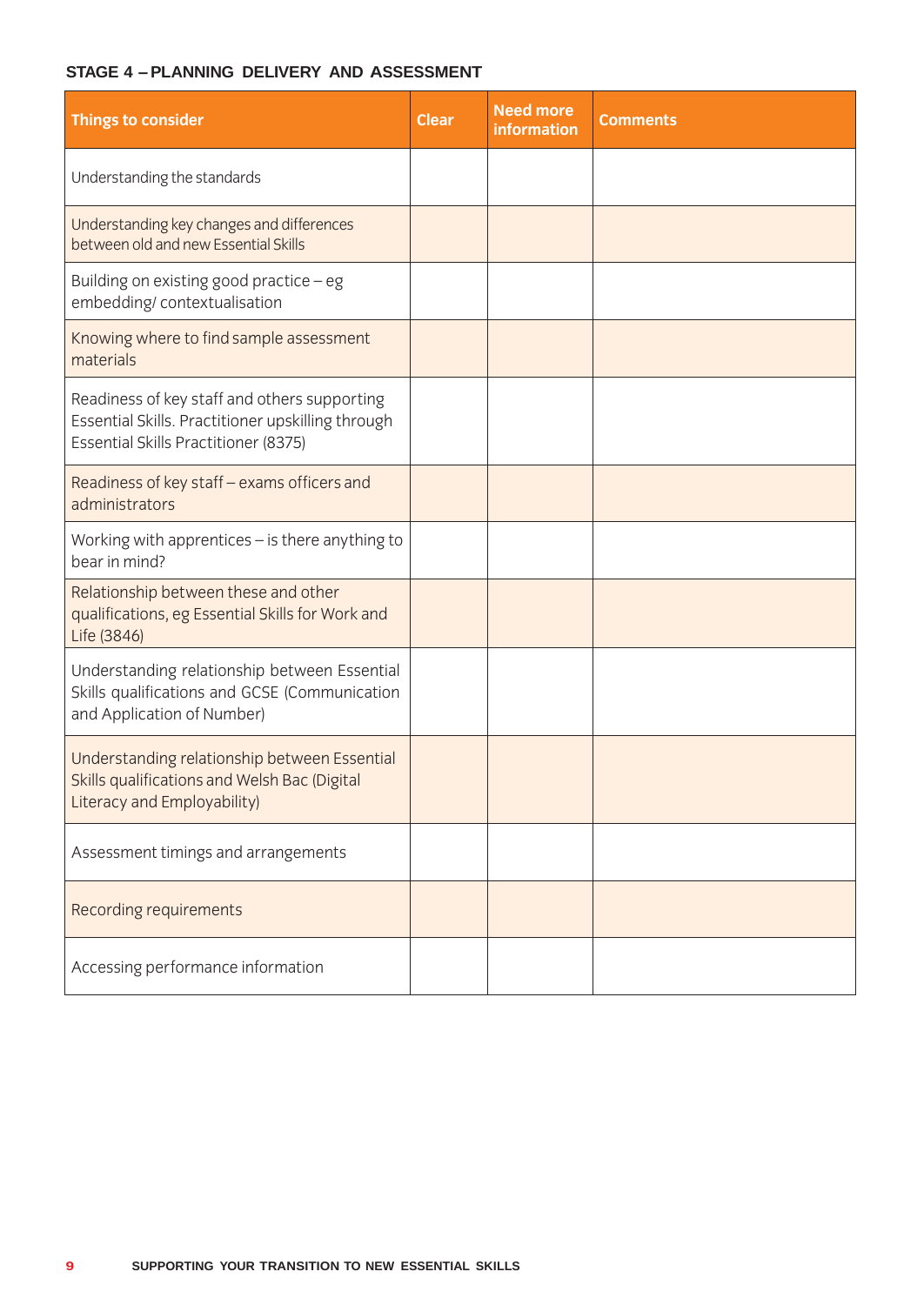### STAGE 4 – PLANNING DELIVERY AND ASSESSMENT

| Things to consider | Clear | Need more information | Comments |
|---|---|---|---|
| Understanding the standards | | | |
| Understanding key changes and differences between old and new Essential Skills | | | |
| Building on existing good practice – eg embedding/ contextualisation | | | |
| Knowing where to find sample assessment materials | | | |
| Readiness of key staff and others supporting Essential Skills. Practitioner upskilling through Essential Skills Practitioner (8375) | | | |
| Readiness of key staff – exams officers and administrators | | | |
| Working with apprentices – is there anything to bear in mind? | | | |
| Relationship between these and other qualifications, eg Essential Skills for Work and Life (3846) | | | |
| Understanding relationship between Essential Skills qualifications and GCSE (Communication and Application of Number) | | | |
| Understanding relationship between Essential Skills qualifications and Welsh Bac (Digital Literacy and Employability) | | | |
| Assessment timings and arrangements | | | |
| Recording requirements | | | |
| Accessing performance information | | | |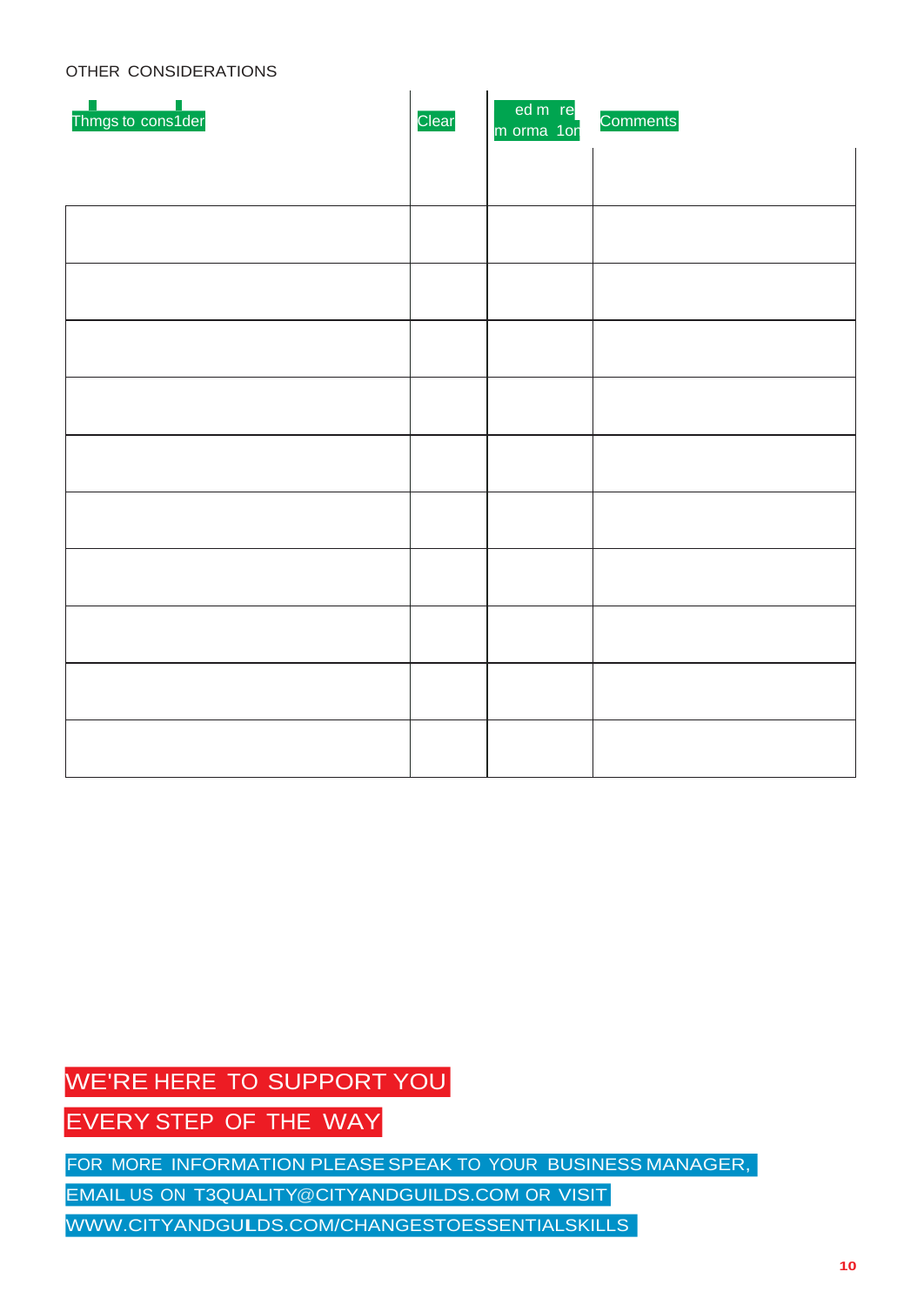OTHER CONSIDERATIONS

| Thmgs to cons1der | Clear | ed m re m orma 1on | Comments |
|---|---|---|---|
| | | | |
| | | | |
| | | | |
| | | | |
| | | | |
| | | | |
| | | | |
| | | | |
| | | | |
| | | | |
| | | | |

WE'RE HERE TO SUPPORT YOU

EVERY STEP OF THE WAY

FOR MORE INFORMATION PLEASE SPEAK TO YOUR BUSINESS MANAGER, EMAIL US ON T3QUALITY@CITYANDGUILDS.COM OR VISIT WWW.CITYANDGUILDS.COM/CHANGESTOESSENTIALSKILLS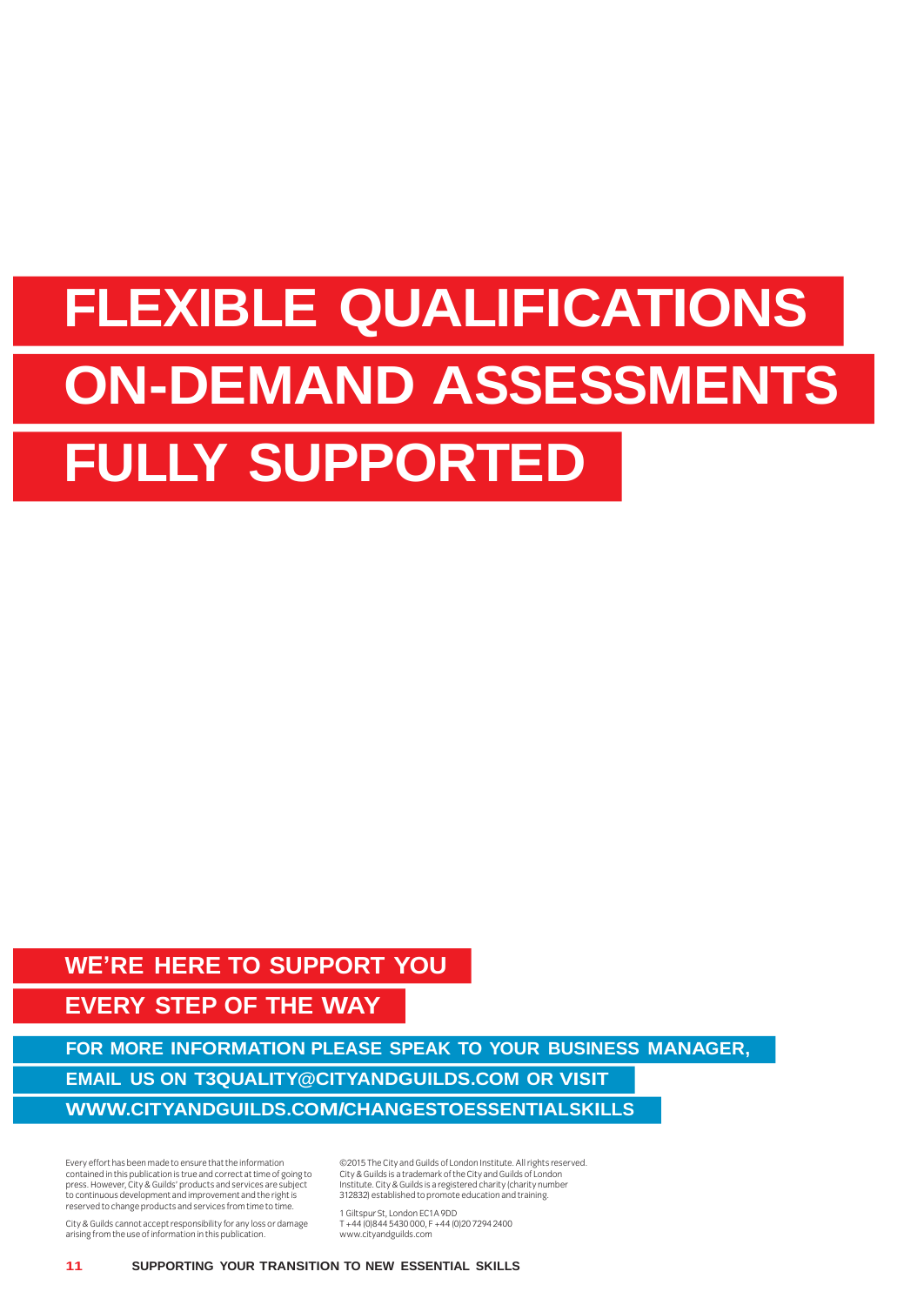# FLEXIBLE QUALIFICATIONS
# ON-DEMAND ASSESSMENTS
# FULLY SUPPORTED

**WE'RE HERE TO SUPPORT YOU EVERY STEP OF THE WAY**

**FOR MORE INFORMATION PLEASE SPEAK TO YOUR BUSINESS MANAGER, EMAIL US ON T3QUALITY@CITYANDGUILDS.COM OR VISIT WWW.CITYANDGUILDS.COM/CHANGESTOESSENTIALSKILLS**

Every effort has been made to ensure that the information contained in this publication is true and correct at time of going to press. However, City & Guilds' products and services are subject to continuous development and improvement and the right is reserved to change products and services from time to time.

City & Guilds cannot accept responsibility for any loss or damage arising from the use of information in this publication.

©2015 The City and Guilds of London Institute. All rights reserved. City & Guilds is a trademark of the City and Guilds of London Institute. City & Guilds is a registered charity (charity number 312832) established to promote education and training.

1 Giltspur St, London EC1A 9DD
T +44 (0)844 5430 000, F +44 (0)20 7294 2400
www.cityandguilds.com